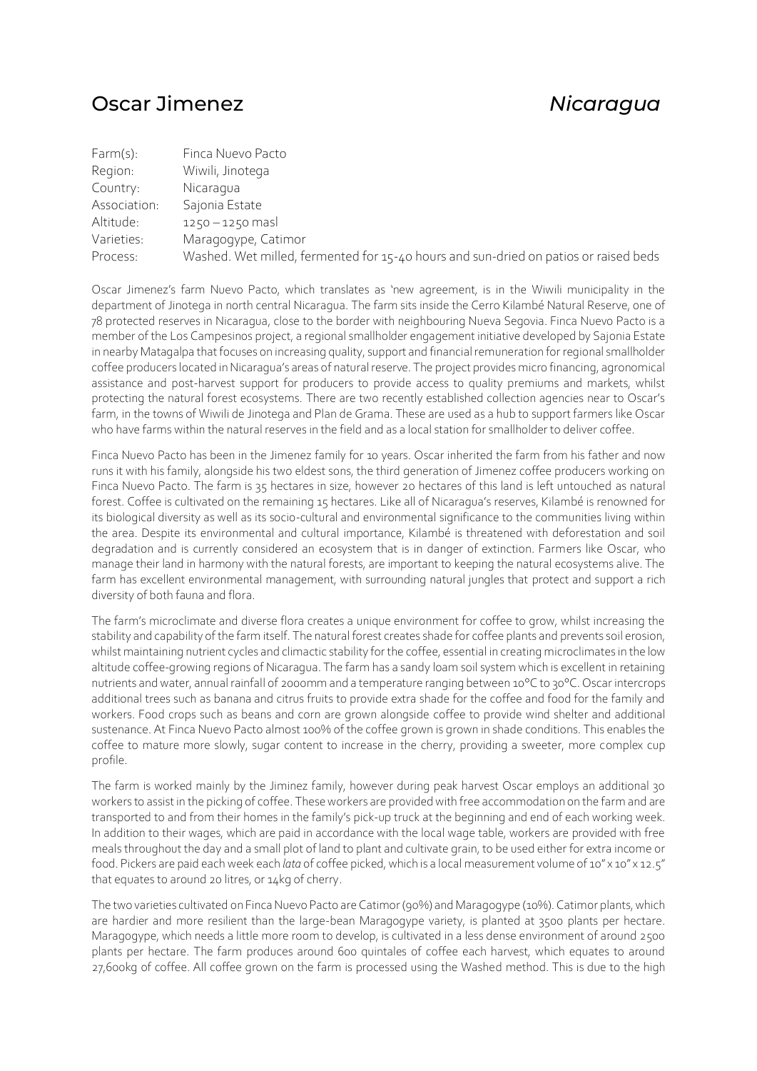# Oscar Jimenez *Nicaragua*

| | |
|---|---|
| Farm(s): | Finca Nuevo Pacto |
| Region: | Wiwili, Jinotega |
| Country: | Nicaragua |
| Association: | Sajonia Estate |
| Altitude: | 1250 – 1250 masl |
| Varieties: | Maragogype, Catimor |
| Process: | Washed. Wet milled, fermented for 15-40 hours and sun-dried on patios or raised beds |

Oscar Jimenez's farm Nuevo Pacto, which translates as 'new agreement, is in the Wiwili municipality in the department of Jinotega in north central Nicaragua. The farm sits inside the Cerro Kilambé Natural Reserve, one of 78 protected reserves in Nicaragua, close to the border with neighbouring Nueva Segovia. Finca Nuevo Pacto is a member of the Los Campesinos project, a regional smallholder engagement initiative developed by Sajonia Estate in nearby Matagalpa that focuses on increasing quality, support and financial remuneration for regional smallholder coffee producers located in Nicaragua's areas of natural reserve. The project provides micro financing, agronomical assistance and post-harvest support for producers to provide access to quality premiums and markets, whilst protecting the natural forest ecosystems. There are two recently established collection agencies near to Oscar's farm, in the towns of Wiwili de Jinotega and Plan de Grama. These are used as a hub to support farmers like Oscar who have farms within the natural reserves in the field and as a local station for smallholder to deliver coffee.

Finca Nuevo Pacto has been in the Jimenez family for 10 years. Oscar inherited the farm from his father and now runs it with his family, alongside his two eldest sons, the third generation of Jimenez coffee producers working on Finca Nuevo Pacto. The farm is 35 hectares in size, however 20 hectares of this land is left untouched as natural forest. Coffee is cultivated on the remaining 15 hectares. Like all of Nicaragua's reserves, Kilambé is renowned for its biological diversity as well as its socio-cultural and environmental significance to the communities living within the area. Despite its environmental and cultural importance, Kilambé is threatened with deforestation and soil degradation and is currently considered an ecosystem that is in danger of extinction. Farmers like Oscar, who manage their land in harmony with the natural forests, are important to keeping the natural ecosystems alive. The farm has excellent environmental management, with surrounding natural jungles that protect and support a rich diversity of both fauna and flora.

The farm's microclimate and diverse flora creates a unique environment for coffee to grow, whilst increasing the stability and capability of the farm itself. The natural forest creates shade for coffee plants and prevents soil erosion, whilst maintaining nutrient cycles and climactic stability for the coffee, essential in creating microclimates in the low altitude coffee-growing regions of Nicaragua. The farm has a sandy loam soil system which is excellent in retaining nutrients and water, annual rainfall of 2000mm and a temperature ranging between 10°C to 30°C. Oscar intercrops additional trees such as banana and citrus fruits to provide extra shade for the coffee and food for the family and workers. Food crops such as beans and corn are grown alongside coffee to provide wind shelter and additional sustenance. At Finca Nuevo Pacto almost 100% of the coffee grown is grown in shade conditions. This enables the coffee to mature more slowly, sugar content to increase in the cherry, providing a sweeter, more complex cup profile.

The farm is worked mainly by the Jiminez family, however during peak harvest Oscar employs an additional 30 workers to assist in the picking of coffee. These workers are provided with free accommodation on the farm and are transported to and from their homes in the family's pick-up truck at the beginning and end of each working week. In addition to their wages, which are paid in accordance with the local wage table, workers are provided with free meals throughout the day and a small plot of land to plant and cultivate grain, to be used either for extra income or food. Pickers are paid each week each *lata* of coffee picked, which is a local measurement volume of 10" x 10" x 12.5" that equates to around 20 litres, or 14kg of cherry.

The two varieties cultivated on Finca Nuevo Pacto are Catimor (90%) and Maragogype (10%). Catimor plants, which are hardier and more resilient than the large-bean Maragogype variety, is planted at 3500 plants per hectare. Maragogype, which needs a little more room to develop, is cultivated in a less dense environment of around 2500 plants per hectare. The farm produces around 600 quintales of coffee each harvest, which equates to around 27,600kg of coffee. All coffee grown on the farm is processed using the Washed method. This is due to the high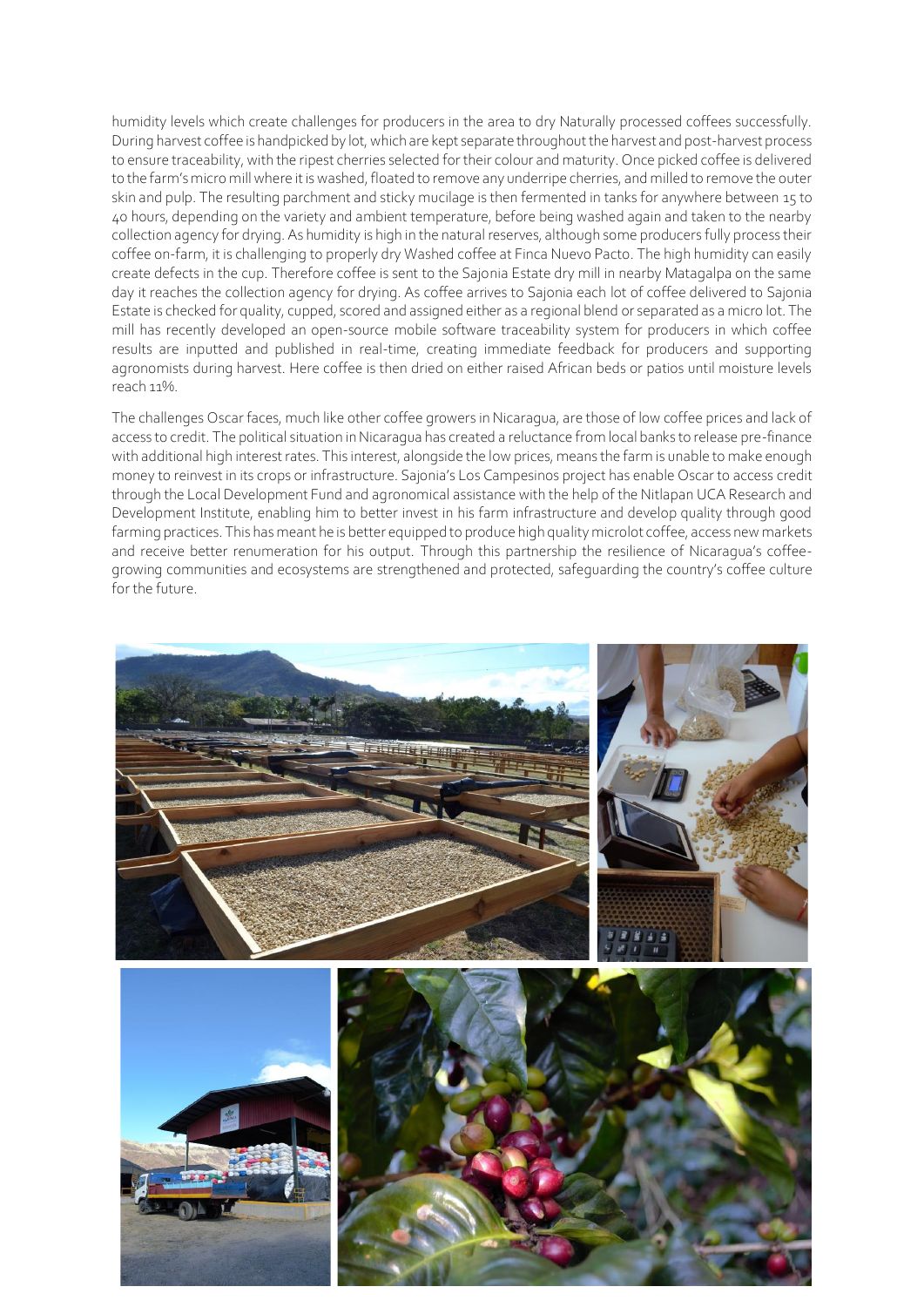humidity levels which create challenges for producers in the area to dry Naturally processed coffees successfully. During harvest coffee is handpicked by lot, which are kept separate throughout the harvest and post-harvest process to ensure traceability, with the ripest cherries selected for their colour and maturity. Once picked coffee is delivered to the farm's micro mill where it is washed, floated to remove any underripe cherries, and milled to remove the outer skin and pulp. The resulting parchment and sticky mucilage is then fermented in tanks for anywhere between 15 to 40 hours, depending on the variety and ambient temperature, before being washed again and taken to the nearby collection agency for drying. As humidity is high in the natural reserves, although some producers fully process their coffee on-farm, it is challenging to properly dry Washed coffee at Finca Nuevo Pacto. The high humidity can easily create defects in the cup. Therefore coffee is sent to the Sajonia Estate dry mill in nearby Matagalpa on the same day it reaches the collection agency for drying. As coffee arrives to Sajonia each lot of coffee delivered to Sajonia Estate is checked for quality, cupped, scored and assigned either as a regional blend or separated as a micro lot. The mill has recently developed an open-source mobile software traceability system for producers in which coffee results are inputted and published in real-time, creating immediate feedback for producers and supporting agronomists during harvest. Here coffee is then dried on either raised African beds or patios until moisture levels reach 11%.

The challenges Oscar faces, much like other coffee growers in Nicaragua, are those of low coffee prices and lack of access to credit. The political situation in Nicaragua has created a reluctance from local banks to release pre-finance with additional high interest rates. This interest, alongside the low prices, means the farm is unable to make enough money to reinvest in its crops or infrastructure. Sajonia's Los Campesinos project has enable Oscar to access credit through the Local Development Fund and agronomical assistance with the help of the Nitlapan UCA Research and Development Institute, enabling him to better invest in his farm infrastructure and develop quality through good farming practices. This has meant he is better equipped to produce high quality microlot coffee, access new markets and receive better renumeration for his output. Through this partnership the resilience of Nicaragua's coffee-growing communities and ecosystems are strengthened and protected, safeguarding the country's coffee culture for the future.